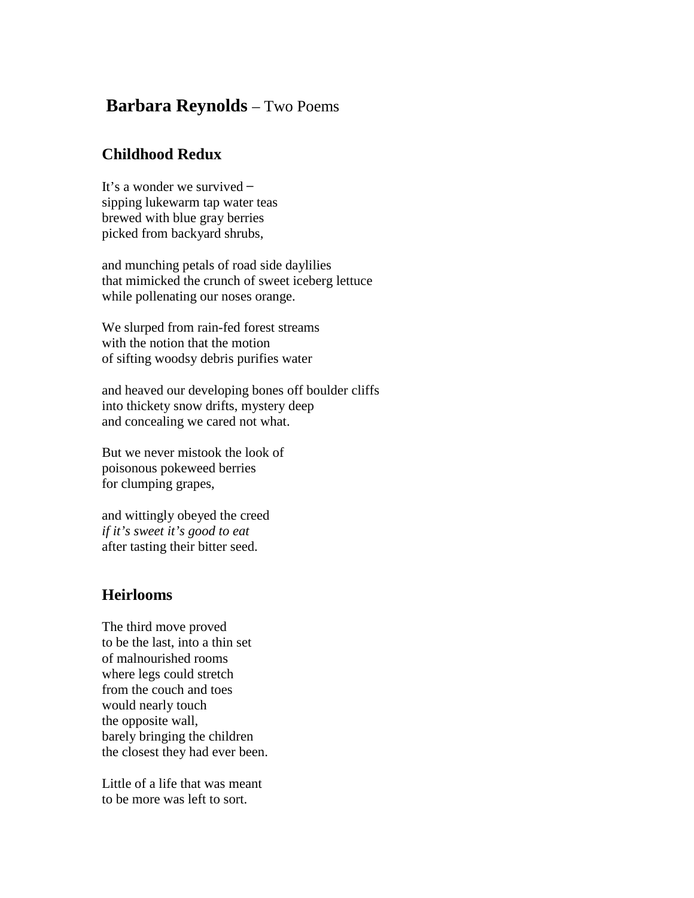# **Barbara Reynolds** – Two Poems

## Childhood Redux

It's a wonder we survived –  
sipping lukewarm tap water teas  
brewed with blue gray berries  
picked from backyard shrubs,

and munching petals of road side daylilies  
that mimicked the crunch of sweet iceberg lettuce  
while pollenating our noses orange.

We slurped from rain-fed forest streams  
with the notion that the motion  
of sifting woodsy debris purifies water

and heaved our developing bones off boulder cliffs  
into thickety snow drifts, mystery deep  
and concealing we cared not what.

But we never mistook the look of  
poisonous pokeweed berries  
for clumping grapes,

and wittingly obeyed the creed  
*if it's sweet it's good to eat*  
after tasting their bitter seed.

## Heirlooms

The third move proved  
to be the last, into a thin set  
of malnourished rooms  
where legs could stretch  
from the couch and toes  
would nearly touch  
the opposite wall,  
barely bringing the children  
the closest they had ever been.

Little of a life that was meant  
to be more was left to sort.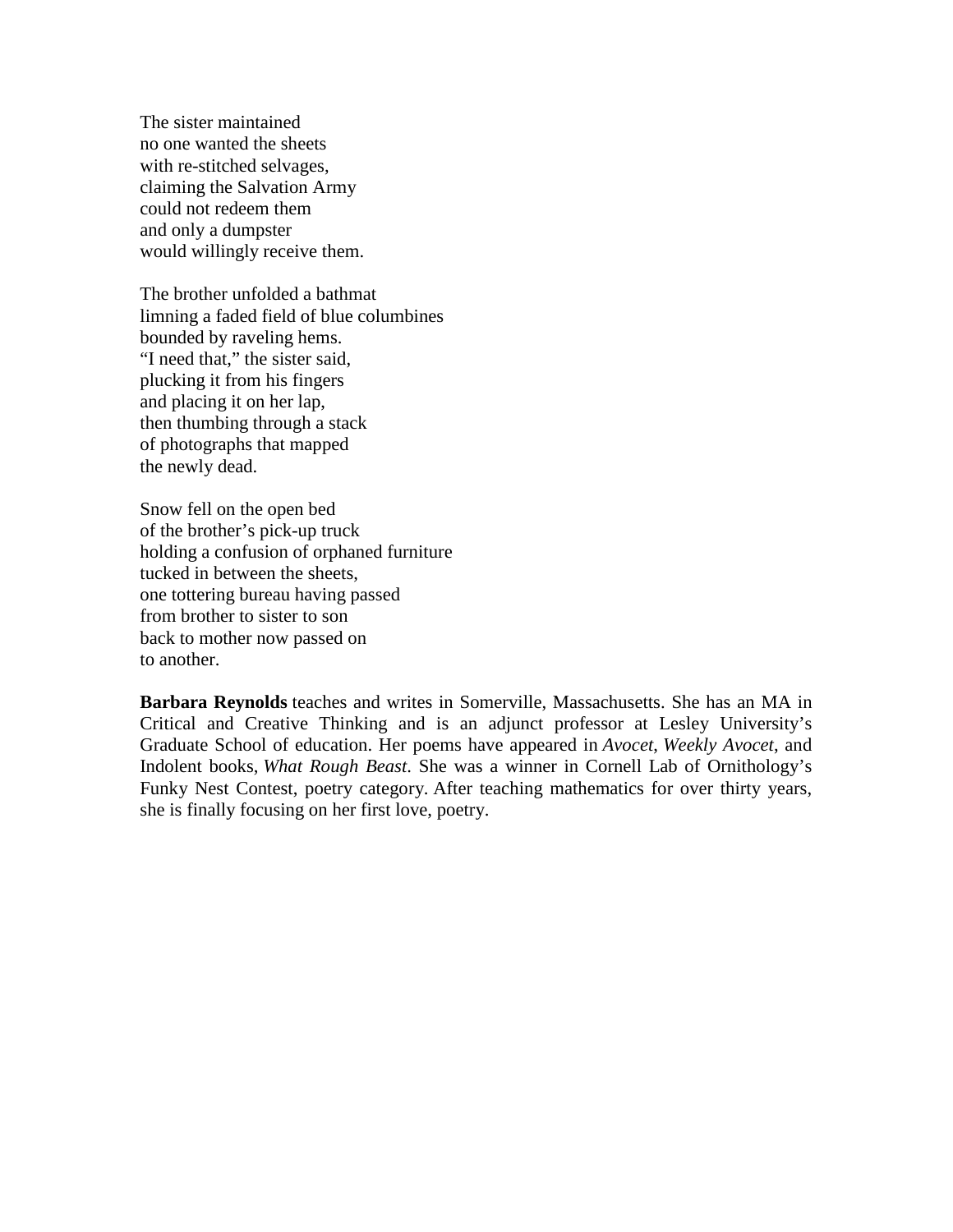The sister maintained  
no one wanted the sheets  
with re-stitched selvages,  
claiming the Salvation Army  
could not redeem them  
and only a dumpster  
would willingly receive them.

The brother unfolded a bathmat  
limning a faded field of blue columbines  
bounded by raveling hems.  
"I need that," the sister said,  
plucking it from his fingers  
and placing it on her lap,  
then thumbing through a stack  
of photographs that mapped  
the newly dead.

Snow fell on the open bed  
of the brother's pick-up truck  
holding a confusion of orphaned furniture  
tucked in between the sheets,  
one tottering bureau having passed  
from brother to sister to son  
back to mother now passed on  
to another.

**Barbara Reynolds** teaches and writes in Somerville, Massachusetts. She has an MA in Critical and Creative Thinking and is an adjunct professor at Lesley University's Graduate School of education. Her poems have appeared in *Avocet*, *Weekly Avocet*, and Indolent books, *What Rough Beast*. She was a winner in Cornell Lab of Ornithology's Funky Nest Contest, poetry category. After teaching mathematics for over thirty years, she is finally focusing on her first love, poetry.